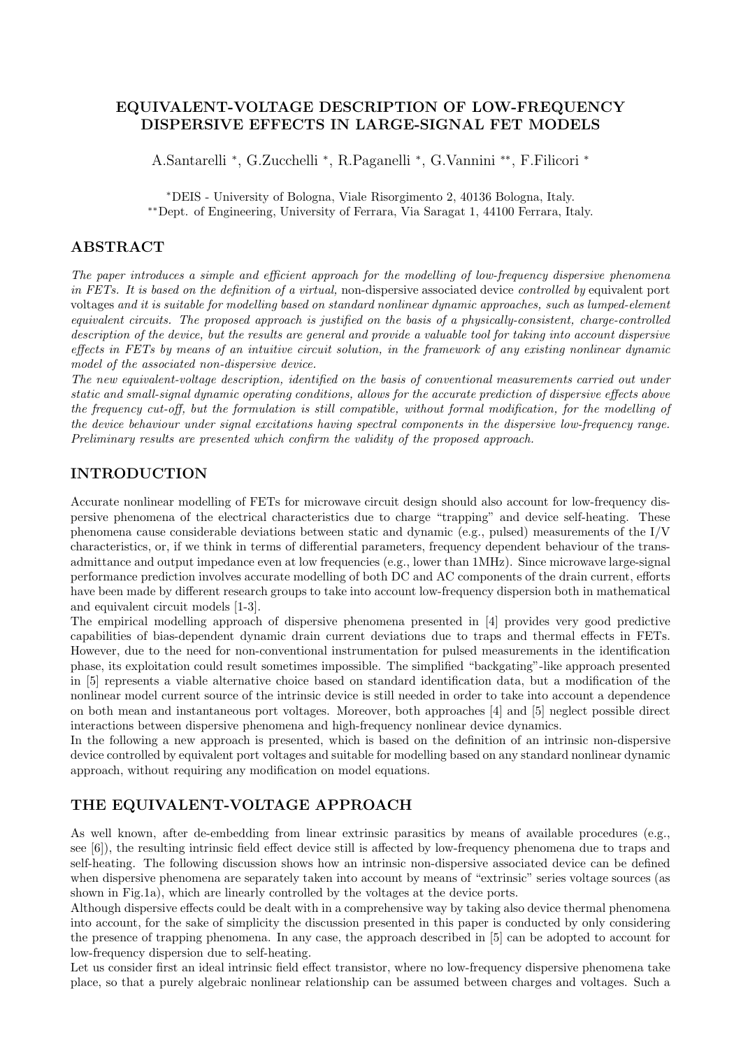# EQUIVALENT-VOLTAGE DESCRIPTION OF LOW-FREQUENCY DISPERSIVE EFFECTS IN LARGE-SIGNAL FET MODELS

A.Santarelli [*], G.Zucchelli [*], R.Paganelli [*], G.Vannini [**], F.Filicori [*]

[*]DEIS - University of Bologna, Viale Risorgimento 2, 40136 Bologna, Italy.
[**]Dept. of Engineering, University of Ferrara, Via Saragat 1, 44100 Ferrara, Italy.

## ABSTRACT

*The paper introduces a simple and efficient approach for the modelling of low-frequency dispersive phenomena in FETs. It is based on the definition of a virtual,* non-dispersive associated device *controlled by* equivalent port voltages *and it is suitable for modelling based on standard nonlinear dynamic approaches, such as lumped-element equivalent circuits. The proposed approach is justified on the basis of a physically-consistent, charge-controlled description of the device, but the results are general and provide a valuable tool for taking into account dispersive effects in FETs by means of an intuitive circuit solution, in the framework of any existing nonlinear dynamic model of the associated non-dispersive device.*

*The new equivalent-voltage description, identified on the basis of conventional measurements carried out under static and small-signal dynamic operating conditions, allows for the accurate prediction of dispersive effects above the frequency cut-off, but the formulation is still compatible, without formal modification, for the modelling of the device behaviour under signal excitations having spectral components in the dispersive low-frequency range. Preliminary results are presented which confirm the validity of the proposed approach.*

## INTRODUCTION

Accurate nonlinear modelling of FETs for microwave circuit design should also account for low-frequency dispersive phenomena of the electrical characteristics due to charge "trapping" and device self-heating. These phenomena cause considerable deviations between static and dynamic (e.g., pulsed) measurements of the I/V characteristics, or, if we think in terms of differential parameters, frequency dependent behaviour of the trans-admittance and output impedance even at low frequencies (e.g., lower than 1MHz). Since microwave large-signal performance prediction involves accurate modelling of both DC and AC components of the drain current, efforts have been made by different research groups to take into account low-frequency dispersion both in mathematical and equivalent circuit models [1-3].

The empirical modelling approach of dispersive phenomena presented in [4] provides very good predictive capabilities of bias-dependent dynamic drain current deviations due to traps and thermal effects in FETs. However, due to the need for non-conventional instrumentation for pulsed measurements in the identification phase, its exploitation could result sometimes impossible. The simplified "backgating"-like approach presented in [5] represents a viable alternative choice based on standard identification data, but a modification of the nonlinear model current source of the intrinsic device is still needed in order to take into account a dependence on both mean and instantaneous port voltages. Moreover, both approaches [4] and [5] neglect possible direct interactions between dispersive phenomena and high-frequency nonlinear device dynamics.

In the following a new approach is presented, which is based on the definition of an intrinsic non-dispersive device controlled by equivalent port voltages and suitable for modelling based on any standard nonlinear dynamic approach, without requiring any modification on model equations.

## THE EQUIVALENT-VOLTAGE APPROACH

As well known, after de-embedding from linear extrinsic parasitics by means of available procedures (e.g., see [6]), the resulting intrinsic field effect device still is affected by low-frequency phenomena due to traps and self-heating. The following discussion shows how an intrinsic non-dispersive associated device can be defined when dispersive phenomena are separately taken into account by means of "extrinsic" series voltage sources (as shown in Fig.1a), which are linearly controlled by the voltages at the device ports.

Although dispersive effects could be dealt with in a comprehensive way by taking also device thermal phenomena into account, for the sake of simplicity the discussion presented in this paper is conducted by only considering the presence of trapping phenomena. In any case, the approach described in [5] can be adopted to account for low-frequency dispersion due to self-heating.

Let us consider first an ideal intrinsic field effect transistor, where no low-frequency dispersive phenomena take place, so that a purely algebraic nonlinear relationship can be assumed between charges and voltages. Such a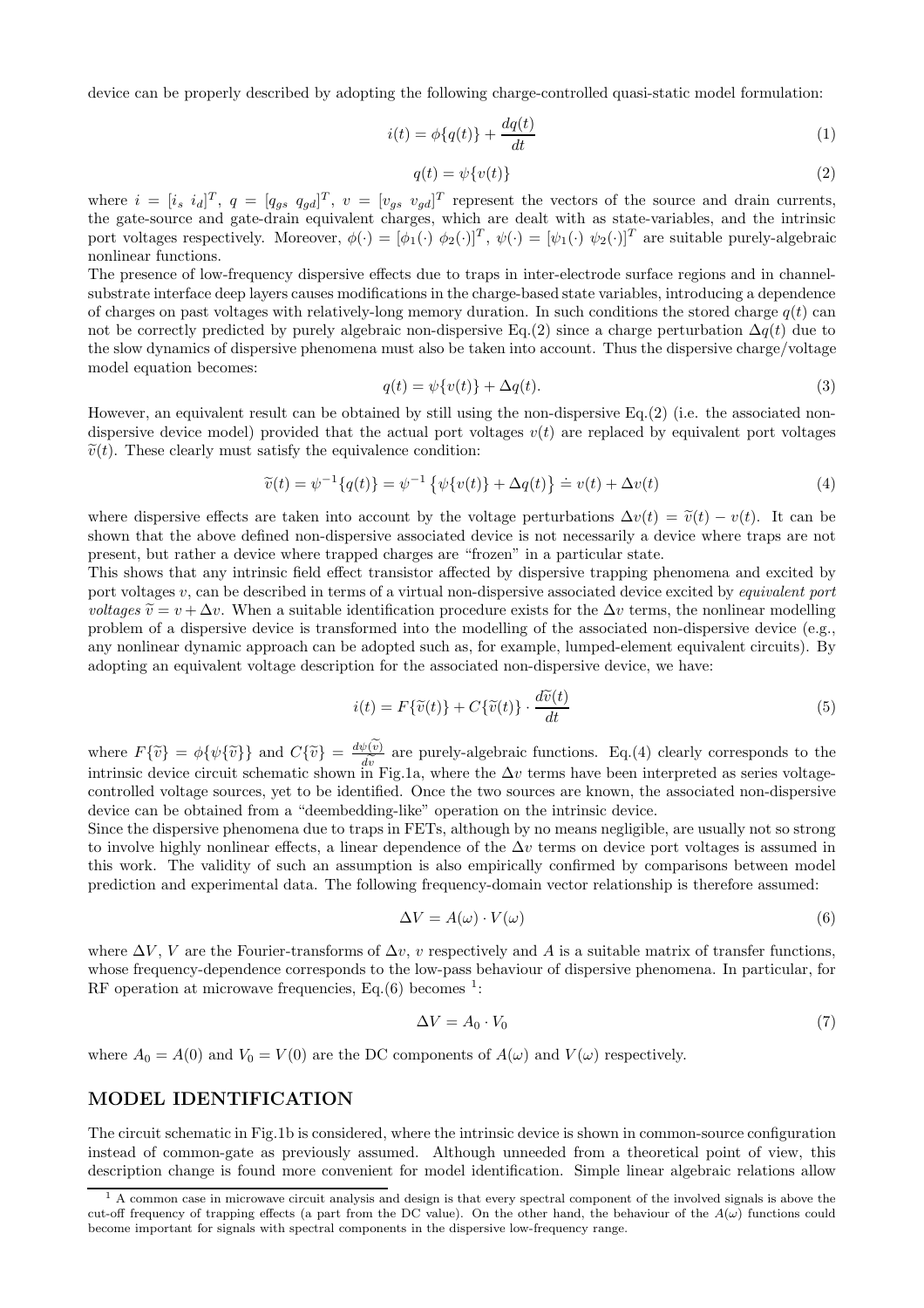device can be properly described by adopting the following charge-controlled quasi-static model formulation:

$$i(t) = \phi\{q(t)\} + \frac{dq(t)}{dt} \tag{1}$$

$$q(t) = \psi\{v(t)\} \tag{2}$$

where $i = [i_s \; i_d]^T$, $q = [q_{gs} \; q_{gd}]^T$, $v = [v_{gs} \; v_{gd}]^T$ represent the vectors of the source and drain currents, the gate-source and gate-drain equivalent charges, which are dealt with as state-variables, and the intrinsic port voltages respectively. Moreover, $\phi(\cdot) = [\phi_1(\cdot) \; \phi_2(\cdot)]^T$, $\psi(\cdot) = [\psi_1(\cdot) \; \psi_2(\cdot)]^T$ are suitable purely-algebraic nonlinear functions.

The presence of low-frequency dispersive effects due to traps in inter-electrode surface regions and in channel-substrate interface deep layers causes modifications in the charge-based state variables, introducing a dependence of charges on past voltages with relatively-long memory duration. In such conditions the stored charge $q(t)$ can not be correctly predicted by purely algebraic non-dispersive Eq.(2) since a charge perturbation $\Delta q(t)$ due to the slow dynamics of dispersive phenomena must also be taken into account. Thus the dispersive charge/voltage model equation becomes:

$$q(t) = \psi\{v(t)\} + \Delta q(t). \tag{3}$$

However, an equivalent result can be obtained by still using the non-dispersive Eq.(2) (i.e. the associated non-dispersive device model) provided that the actual port voltages $v(t)$ are replaced by equivalent port voltages $\widetilde{v}(t)$. These clearly must satisfy the equivalence condition:

$$\widetilde{v}(t) = \psi^{-1}\{q(t)\} = \psi^{-1}\left\{\psi\{v(t)\} + \Delta q(t)\right\} \doteq v(t) + \Delta v(t) \tag{4}$$

where dispersive effects are taken into account by the voltage perturbations $\Delta v(t) = \widetilde{v}(t) - v(t)$. It can be shown that the above defined non-dispersive associated device is not necessarily a device where traps are not present, but rather a device where trapped charges are "frozen" in a particular state.

This shows that any intrinsic field effect transistor affected by dispersive trapping phenomena and excited by port voltages $v$, can be described in terms of a virtual non-dispersive associated device excited by *equivalent port voltages* $\widetilde{v} = v + \Delta v$. When a suitable identification procedure exists for the $\Delta v$ terms, the nonlinear modelling problem of a dispersive device is transformed into the modelling of the associated non-dispersive device (e.g., any nonlinear dynamic approach can be adopted such as, for example, lumped-element equivalent circuits). By adopting an equivalent voltage description for the associated non-dispersive device, we have:

$$i(t) = F\{\widetilde{v}(t)\} + C\{\widetilde{v}(t)\} \cdot \frac{d\widetilde{v}(t)}{dt} \tag{5}$$

where $F\{\widetilde{v}\} = \phi\{\psi\{\widetilde{v}\}\}$ and $C\{\widetilde{v}\} = \frac{d\psi(\widetilde{v})}{d\widetilde{v}}$ are purely-algebraic functions. Eq.(4) clearly corresponds to the intrinsic device circuit schematic shown in Fig.1a, where the $\Delta v$ terms have been interpreted as series voltage-controlled voltage sources, yet to be identified. Once the two sources are known, the associated non-dispersive device can be obtained from a "deembedding-like" operation on the intrinsic device.

Since the dispersive phenomena due to traps in FETs, although by no means negligible, are usually not so strong to involve highly nonlinear effects, a linear dependence of the $\Delta v$ terms on device port voltages is assumed in this work. The validity of such an assumption is also empirically confirmed by comparisons between model prediction and experimental data. The following frequency-domain vector relationship is therefore assumed:

$$\Delta V = A(\omega) \cdot V(\omega) \tag{6}$$

where $\Delta V$, $V$ are the Fourier-transforms of $\Delta v$, $v$ respectively and $A$ is a suitable matrix of transfer functions, whose frequency-dependence corresponds to the low-pass behaviour of dispersive phenomena. In particular, for RF operation at microwave frequencies, Eq.(6) becomes [1]:

$$\Delta V = A_0 \cdot V_0 \tag{7}$$

where $A_0 = A(0)$ and $V_0 = V(0)$ are the DC components of $A(\omega)$ and $V(\omega)$ respectively.

## MODEL IDENTIFICATION

The circuit schematic in Fig.1b is considered, where the intrinsic device is shown in common-source configuration instead of common-gate as previously assumed. Although unneeded from a theoretical point of view, this description change is found more convenient for model identification. Simple linear algebraic relations allow

[1] A common case in microwave circuit analysis and design is that every spectral component of the involved signals is above the cut-off frequency of trapping effects (a part from the DC value). On the other hand, the behaviour of the $A(\omega)$ functions could become important for signals with spectral components in the dispersive low-frequency range.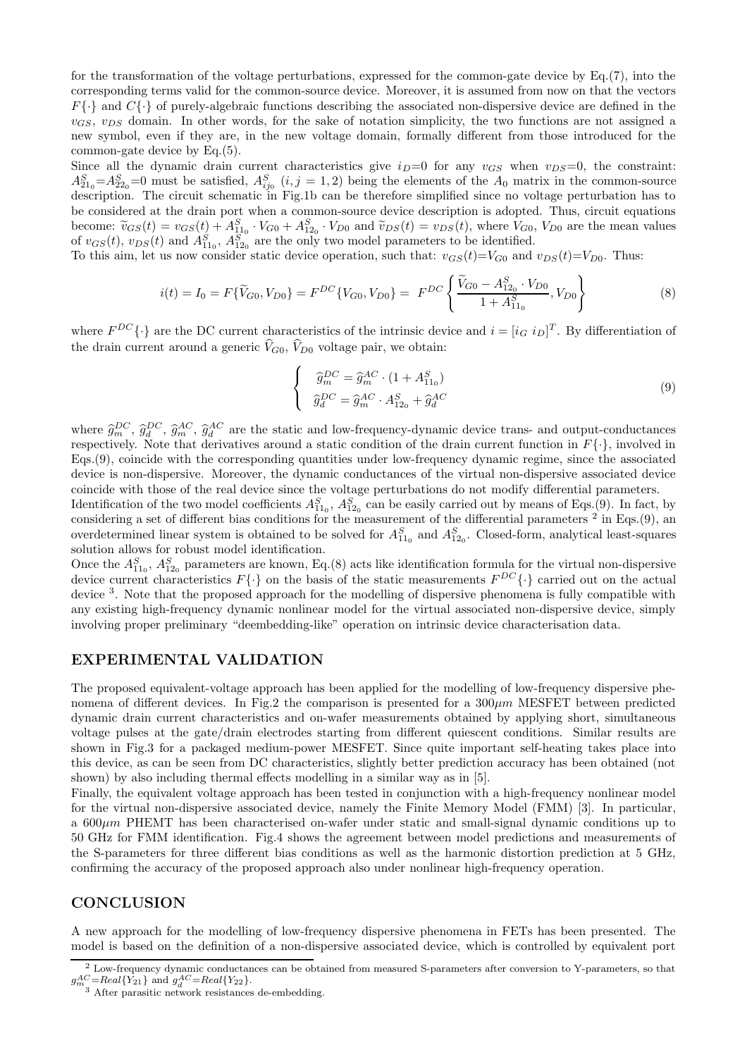for the transformation of the voltage perturbations, expressed for the common-gate device by Eq.(7), into the corresponding terms valid for the common-source device. Moreover, it is assumed from now on that the vectors $F\{\cdot\}$ and $C\{\cdot\}$ of purely-algebraic functions describing the associated non-dispersive device are defined in the $v_{GS}$, $v_{DS}$ domain. In other words, for the sake of notation simplicity, the two functions are not assigned a new symbol, even if they are, in the new voltage domain, formally different from those introduced for the common-gate device by Eq.(5).

Since all the dynamic drain current characteristics give $i_D$=0 for any $v_{GS}$ when $v_{DS}$=0, the constraint: $A^S_{21_0}$=$A^S_{22_0}$=0 must be satisfied, $A^S_{ij_0}$ $(i, j = 1, 2)$ being the elements of the $A_0$ matrix in the common-source description. The circuit schematic in Fig.1b can be therefore simplified since no voltage perturbation has to be considered at the drain port when a common-source device description is adopted. Thus, circuit equations become: $\widetilde{v}_{GS}(t) = v_{GS}(t) + A^S_{11_0} \cdot V_{G0} + A^S_{12_0} \cdot V_{D0}$ and $\widetilde{v}_{DS}(t) = v_{DS}(t)$, where $V_{G0}$, $V_{D0}$ are the mean values of $v_{GS}(t)$, $v_{DS}(t)$ and $A^S_{11_0}$, $A^S_{12_0}$ are the only two model parameters to be identified.

To this aim, let us now consider static device operation, such that: $v_{GS}(t)$=$V_{G0}$ and $v_{DS}(t)$=$V_{D0}$. Thus:

$$i(t) = I_0 = F\{\widetilde{V}_{G0}, V_{D0}\} = F^{DC}\{V_{G0}, V_{D0}\} = F^{DC}\left\{\frac{\widetilde{V}_{G0} - A^S_{12_0} \cdot V_{D0}}{1 + A^S_{11_0}}, V_{D0}\right\} \tag{8}$$

where $F^{DC}\{\cdot\}$ are the DC current characteristics of the intrinsic device and $i = [i_G \; i_D]^T$. By differentiation of the drain current around a generic $\widehat{V}_{G0}$, $\widehat{V}_{D0}$ voltage pair, we obtain:

$$\left\{ \begin{array}{l} \widehat{g}^{DC}_m = \widehat{g}^{AC}_m \cdot (1 + A^S_{11_0}) \\ \widehat{g}^{DC}_d = \widehat{g}^{AC}_m \cdot A^S_{12_0} + \widehat{g}^{AC}_d \end{array} \right. \tag{9}$$

where $\widehat{g}^{DC}_m$, $\widehat{g}^{DC}_d$, $\widehat{g}^{AC}_m$, $\widehat{g}^{AC}_d$ are the static and low-frequency-dynamic device trans- and output-conductances respectively. Note that derivatives around a static condition of the drain current function in $F\{\cdot\}$, involved in Eqs.(9), coincide with the corresponding quantities under low-frequency dynamic regime, since the associated device is non-dispersive. Moreover, the dynamic conductances of the virtual non-dispersive associated device coincide with those of the real device since the voltage perturbations do not modify differential parameters.

Identification of the two model coefficients $A^S_{11_0}$, $A^S_{12_0}$ can be easily carried out by means of Eqs.(9). In fact, by considering a set of different bias conditions for the measurement of the differential parameters [2] in Eqs.(9), an overdetermined linear system is obtained to be solved for $A^S_{11_0}$ and $A^S_{12_0}$. Closed-form, analytical least-squares solution allows for robust model identification.

Once the $A^S_{11_0}$, $A^S_{12_0}$ parameters are known, Eq.(8) acts like identification formula for the virtual non-dispersive device current characteristics $F\{\cdot\}$ on the basis of the static measurements $F^{DC}\{\cdot\}$ carried out on the actual device [3]. Note that the proposed approach for the modelling of dispersive phenomena is fully compatible with any existing high-frequency dynamic nonlinear model for the virtual associated non-dispersive device, simply involving proper preliminary "deembedding-like" operation on intrinsic device characterisation data.

## EXPERIMENTAL VALIDATION

The proposed equivalent-voltage approach has been applied for the modelling of low-frequency dispersive phenomena of different devices. In Fig.2 the comparison is presented for a $300\mu m$ MESFET between predicted dynamic drain current characteristics and on-wafer measurements obtained by applying short, simultaneous voltage pulses at the gate/drain electrodes starting from different quiescent conditions. Similar results are shown in Fig.3 for a packaged medium-power MESFET. Since quite important self-heating takes place into this device, as can be seen from DC characteristics, slightly better prediction accuracy has been obtained (not shown) by also including thermal effects modelling in a similar way as in [5].

Finally, the equivalent voltage approach has been tested in conjunction with a high-frequency nonlinear model for the virtual non-dispersive associated device, namely the Finite Memory Model (FMM) [3]. In particular, a $600\mu m$ PHEMT has been characterised on-wafer under static and small-signal dynamic conditions up to 50 GHz for FMM identification. Fig.4 shows the agreement between model predictions and measurements of the S-parameters for three different bias conditions as well as the harmonic distortion prediction at 5 GHz, confirming the accuracy of the proposed approach also under nonlinear high-frequency operation.

## CONCLUSION

A new approach for the modelling of low-frequency dispersive phenomena in FETs has been presented. The model is based on the definition of a non-dispersive associated device, which is controlled by equivalent port

[2] Low-frequency dynamic conductances can be obtained from measured S-parameters after conversion to Y-parameters, so that $g^{AC}_m$=$Real\{Y_{21}\}$ and $g^{AC}_d$=$Real\{Y_{22}\}$.

[3] After parasitic network resistances de-embedding.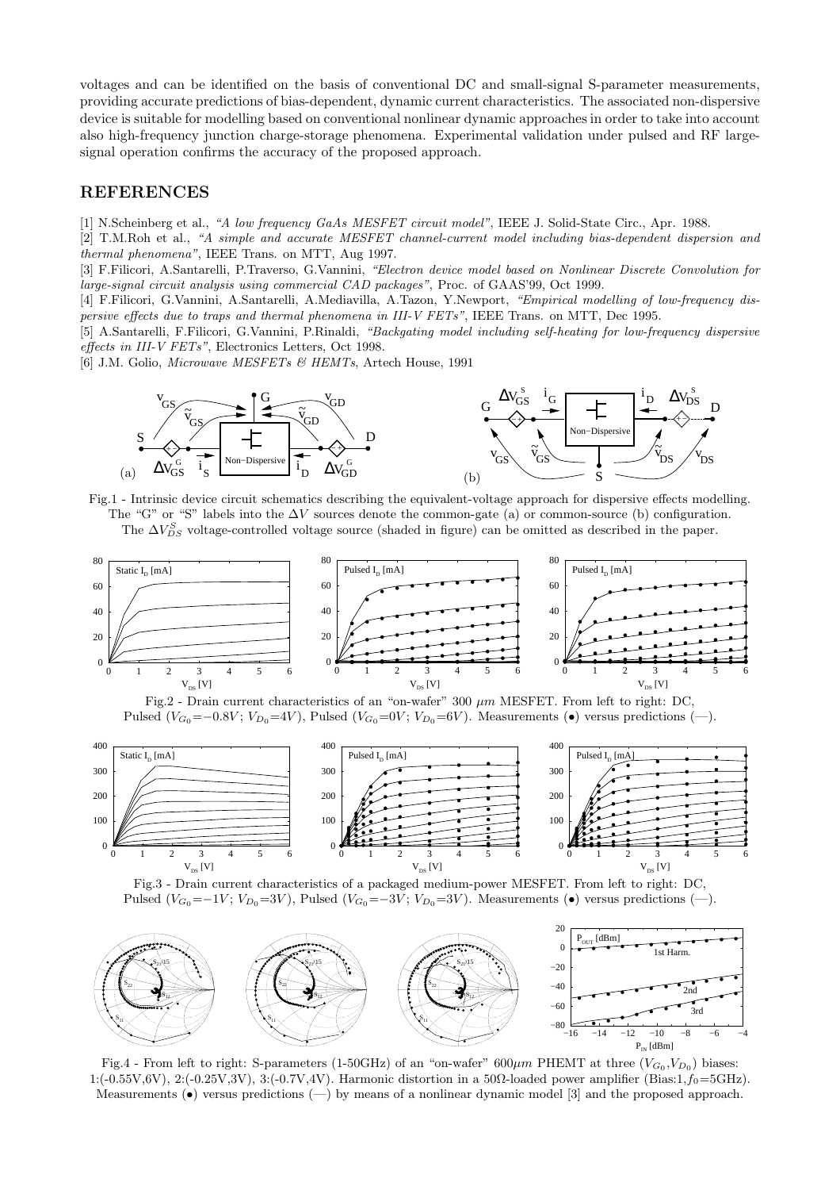voltages and can be identified on the basis of conventional DC and small-signal S-parameter measurements, providing accurate predictions of bias-dependent, dynamic current characteristics. The associated non-dispersive device is suitable for modelling based on conventional nonlinear dynamic approaches in order to take into account also high-frequency junction charge-storage phenomena. Experimental validation under pulsed and RF large-signal operation confirms the accuracy of the proposed approach.

## REFERENCES

[1] N.Scheinberg et al., *"A low frequency GaAs MESFET circuit model"*, IEEE J. Solid-State Circ., Apr. 1988.

[2] T.M.Roh et al., *"A simple and accurate MESFET channel-current model including bias-dependent dispersion and thermal phenomena"*, IEEE Trans. on MTT, Aug 1997.

[3] F.Filicori, A.Santarelli, P.Traverso, G.Vannini, *"Electron device model based on Nonlinear Discrete Convolution for large-signal circuit analysis using commercial CAD packages"*, Proc. of GAAS'99, Oct 1999.

[4] F.Filicori, G.Vannini, A.Santarelli, A.Mediavilla, A.Tazon, Y.Newport, *"Empirical modelling of low-frequency dispersive effects due to traps and thermal phenomena in III-V FETs"*, IEEE Trans. on MTT, Dec 1995.

[5] A.Santarelli, F.Filicori, G.Vannini, P.Rinaldi, *"Backgating model including self-heating for low-frequency dispersive effects in III-V FETs"*, Electronics Letters, Oct 1998.

[6] J.M. Golio, *Microwave MESFETs & HEMTs*, Artech House, 1991

Fig.1 - Intrinsic device circuit schematics describing the equivalent-voltage approach for dispersive effects modelling. The "G" or "S" labels into the $\Delta V$ sources denote the common-gate (a) or common-source (b) configuration. The $\Delta V_{DS}^{S}$ voltage-controlled voltage source (shaded in figure) can be omitted as described in the paper.

Fig.2 - Drain current characteristics of an "on-wafer" 300 $\mu m$ MESFET. From left to right: DC, Pulsed ($V_{G_0}$=$-0.8V$; $V_{D_0}$=$4V$), Pulsed ($V_{G_0}$=$0V$; $V_{D_0}$=$6V$). Measurements (•) versus predictions (—).

Fig.3 - Drain current characteristics of a packaged medium-power MESFET. From left to right: DC, Pulsed ($V_{G_0}$=$-1V$; $V_{D_0}$=$3V$), Pulsed ($V_{G_0}$=$-3V$; $V_{D_0}$=$3V$). Measurements (•) versus predictions (—).

Fig.4 - From left to right: S-parameters (1-50GHz) of an "on-wafer" 600$\mu m$ PHEMT at three ($V_{G_0}$,$V_{D_0}$) biases: 1:(-0.55V,6V), 2:(-0.25V,3V), 3:(-0.7V,4V). Harmonic distortion in a 50Ω-loaded power amplifier (Bias:1,$f_0$=5GHz). Measurements (•) versus predictions (—) by means of a nonlinear dynamic model [3] and the proposed approach.